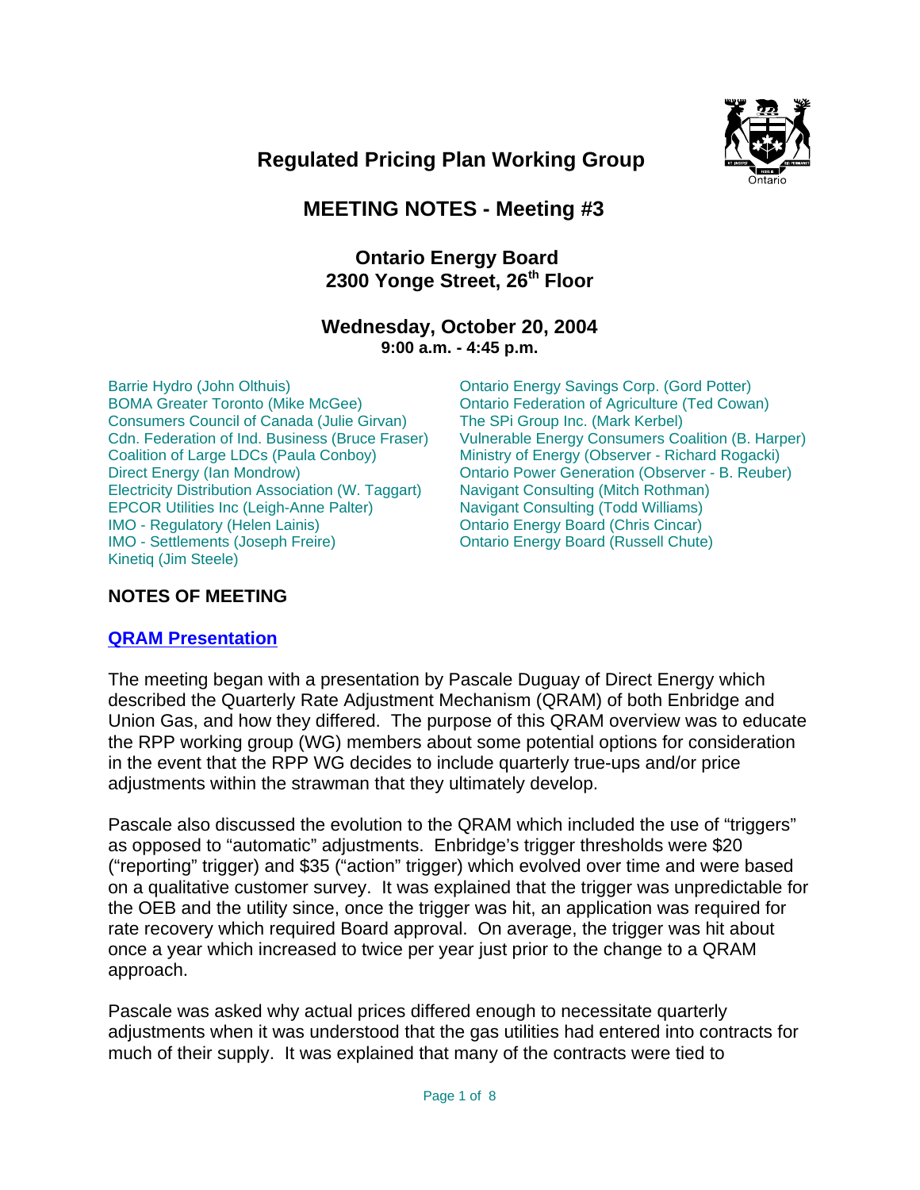# Regulated Pricing Plan Working Group

## MEETING NOTES - Meeting #3

### Ontario Energy Board
### 2300 Yonge Street, 26th Floor

### Wednesday, October 20, 2004
**9:00 a.m. - 4:45 p.m.**

Barrie Hydro (John Olthuis)
BOMA Greater Toronto (Mike McGee)
Consumers Council of Canada (Julie Girvan)
Cdn. Federation of Ind. Business (Bruce Fraser)
Coalition of Large LDCs (Paula Conboy)
Direct Energy (Ian Mondrow)
Electricity Distribution Association (W. Taggart)
EPCOR Utilities Inc (Leigh-Anne Palter)
IMO - Regulatory (Helen Lainis)
IMO - Settlements (Joseph Freire)
Kinetiq (Jim Steele)
Ontario Energy Savings Corp. (Gord Potter)
Ontario Federation of Agriculture (Ted Cowan)
The SPi Group Inc. (Mark Kerbel)
Vulnerable Energy Consumers Coalition (B. Harper)
Ministry of Energy (Observer - Richard Rogacki)
Ontario Power Generation (Observer - B. Reuber)
Navigant Consulting (Mitch Rothman)
Navigant Consulting (Todd Williams)
Ontario Energy Board (Chris Cincar)
Ontario Energy Board (Russell Chute)

## NOTES OF MEETING

### QRAM Presentation

The meeting began with a presentation by Pascale Duguay of Direct Energy which described the Quarterly Rate Adjustment Mechanism (QRAM) of both Enbridge and Union Gas, and how they differed. The purpose of this QRAM overview was to educate the RPP working group (WG) members about some potential options for consideration in the event that the RPP WG decides to include quarterly true-ups and/or price adjustments within the strawman that they ultimately develop.

Pascale also discussed the evolution to the QRAM which included the use of "triggers" as opposed to "automatic" adjustments. Enbridge's trigger thresholds were $20 ("reporting" trigger) and $35 ("action" trigger) which evolved over time and were based on a qualitative customer survey. It was explained that the trigger was unpredictable for the OEB and the utility since, once the trigger was hit, an application was required for rate recovery which required Board approval. On average, the trigger was hit about once a year which increased to twice per year just prior to the change to a QRAM approach.

Pascale was asked why actual prices differed enough to necessitate quarterly adjustments when it was understood that the gas utilities had entered into contracts for much of their supply. It was explained that many of the contracts were tied to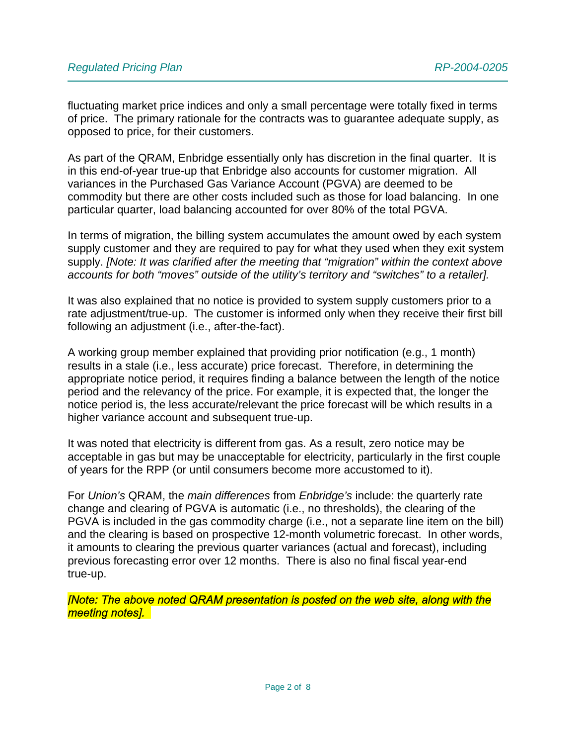fluctuating market price indices and only a small percentage were totally fixed in terms of price. The primary rationale for the contracts was to guarantee adequate supply, as opposed to price, for their customers.

As part of the QRAM, Enbridge essentially only has discretion in the final quarter. It is in this end-of-year true-up that Enbridge also accounts for customer migration. All variances in the Purchased Gas Variance Account (PGVA) are deemed to be commodity but there are other costs included such as those for load balancing. In one particular quarter, load balancing accounted for over 80% of the total PGVA.

In terms of migration, the billing system accumulates the amount owed by each system supply customer and they are required to pay for what they used when they exit system supply. *[Note: It was clarified after the meeting that "migration" within the context above accounts for both "moves" outside of the utility's territory and "switches" to a retailer].*

It was also explained that no notice is provided to system supply customers prior to a rate adjustment/true-up. The customer is informed only when they receive their first bill following an adjustment (i.e., after-the-fact).

A working group member explained that providing prior notification (e.g., 1 month) results in a stale (i.e., less accurate) price forecast. Therefore, in determining the appropriate notice period, it requires finding a balance between the length of the notice period and the relevancy of the price. For example, it is expected that, the longer the notice period is, the less accurate/relevant the price forecast will be which results in a higher variance account and subsequent true-up.

It was noted that electricity is different from gas. As a result, zero notice may be acceptable in gas but may be unacceptable for electricity, particularly in the first couple of years for the RPP (or until consumers become more accustomed to it).

For *Union's* QRAM, the *main differences* from *Enbridge's* include: the quarterly rate change and clearing of PGVA is automatic (i.e., no thresholds), the clearing of the PGVA is included in the gas commodity charge (i.e., not a separate line item on the bill) and the clearing is based on prospective 12-month volumetric forecast. In other words, it amounts to clearing the previous quarter variances (actual and forecast), including previous forecasting error over 12 months. There is also no final fiscal year-end true-up.

*[Note: The above noted QRAM presentation is posted on the web site, along with the meeting notes].*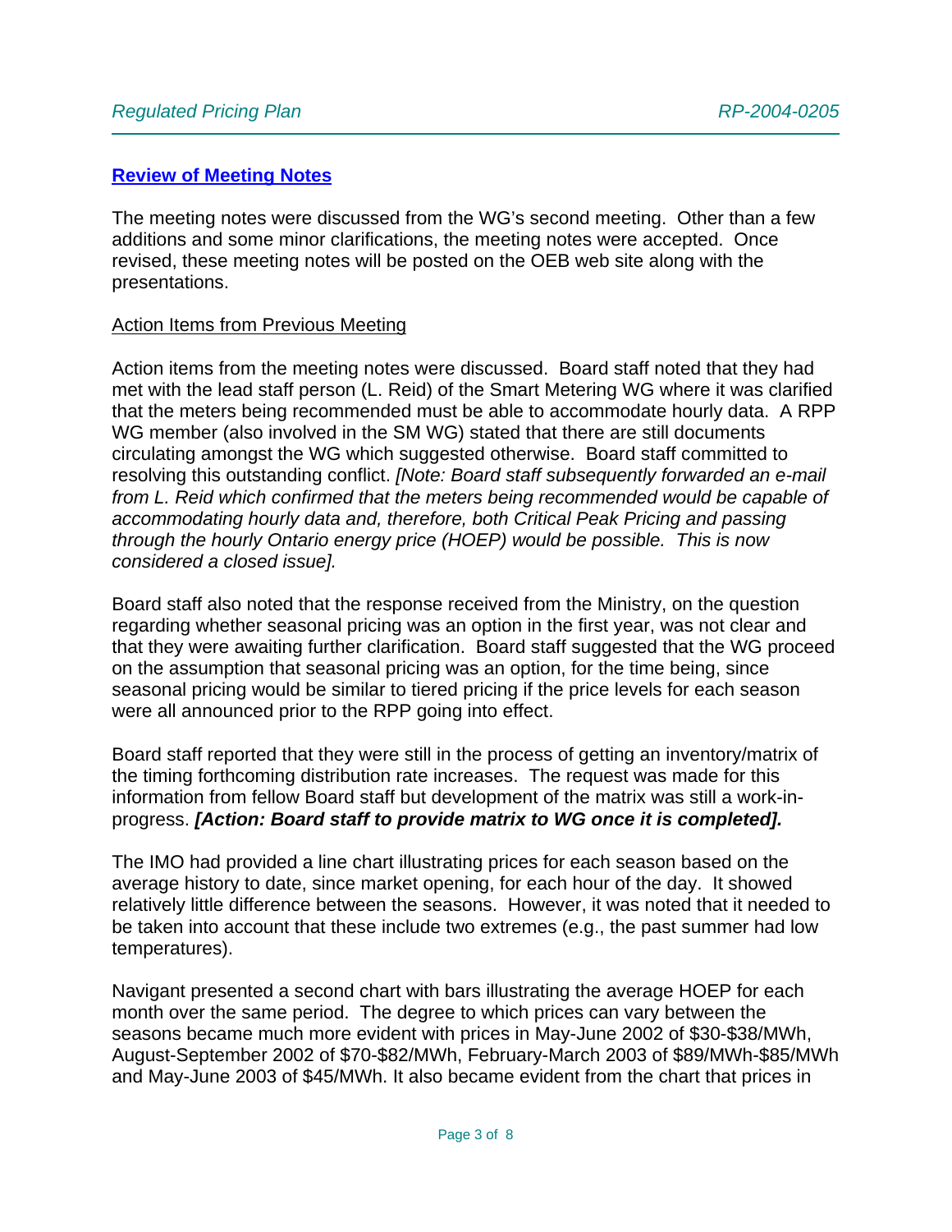## Review of Meeting Notes

The meeting notes were discussed from the WG's second meeting. Other than a few additions and some minor clarifications, the meeting notes were accepted. Once revised, these meeting notes will be posted on the OEB web site along with the presentations.

Action Items from Previous Meeting

Action items from the meeting notes were discussed. Board staff noted that they had met with the lead staff person (L. Reid) of the Smart Metering WG where it was clarified that the meters being recommended must be able to accommodate hourly data. A RPP WG member (also involved in the SM WG) stated that there are still documents circulating amongst the WG which suggested otherwise. Board staff committed to resolving this outstanding conflict. *[Note: Board staff subsequently forwarded an e-mail from L. Reid which confirmed that the meters being recommended would be capable of accommodating hourly data and, therefore, both Critical Peak Pricing and passing through the hourly Ontario energy price (HOEP) would be possible. This is now considered a closed issue].*

Board staff also noted that the response received from the Ministry, on the question regarding whether seasonal pricing was an option in the first year, was not clear and that they were awaiting further clarification. Board staff suggested that the WG proceed on the assumption that seasonal pricing was an option, for the time being, since seasonal pricing would be similar to tiered pricing if the price levels for each season were all announced prior to the RPP going into effect.

Board staff reported that they were still in the process of getting an inventory/matrix of the timing forthcoming distribution rate increases. The request was made for this information from fellow Board staff but development of the matrix was still a work-in-progress. ***[Action: Board staff to provide matrix to WG once it is completed].***

The IMO had provided a line chart illustrating prices for each season based on the average history to date, since market opening, for each hour of the day. It showed relatively little difference between the seasons. However, it was noted that it needed to be taken into account that these include two extremes (e.g., the past summer had low temperatures).

Navigant presented a second chart with bars illustrating the average HOEP for each month over the same period. The degree to which prices can vary between the seasons became much more evident with prices in May-June 2002 of $30-$38/MWh, August-September 2002 of $70-$82/MWh, February-March 2003 of $89/MWh-$85/MWh and May-June 2003 of $45/MWh. It also became evident from the chart that prices in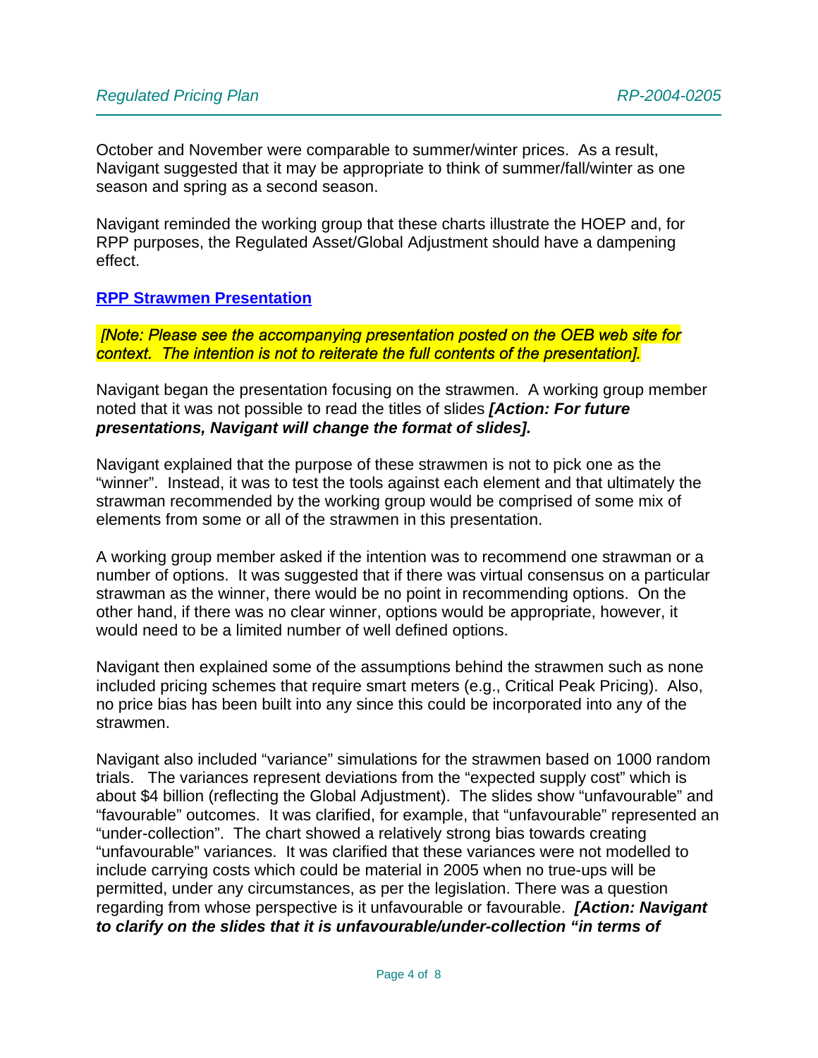October and November were comparable to summer/winter prices. As a result, Navigant suggested that it may be appropriate to think of summer/fall/winter as one season and spring as a second season.

Navigant reminded the working group that these charts illustrate the HOEP and, for RPP purposes, the Regulated Asset/Global Adjustment should have a dampening effect.

**RPP Strawmen Presentation**

*[Note: Please see the accompanying presentation posted on the OEB web site for context. The intention is not to reiterate the full contents of the presentation].*

Navigant began the presentation focusing on the strawmen. A working group member noted that it was not possible to read the titles of slides ***[Action: For future presentations, Navigant will change the format of slides].***

Navigant explained that the purpose of these strawmen is not to pick one as the "winner". Instead, it was to test the tools against each element and that ultimately the strawman recommended by the working group would be comprised of some mix of elements from some or all of the strawmen in this presentation.

A working group member asked if the intention was to recommend one strawman or a number of options. It was suggested that if there was virtual consensus on a particular strawman as the winner, there would be no point in recommending options. On the other hand, if there was no clear winner, options would be appropriate, however, it would need to be a limited number of well defined options.

Navigant then explained some of the assumptions behind the strawmen such as none included pricing schemes that require smart meters (e.g., Critical Peak Pricing). Also, no price bias has been built into any since this could be incorporated into any of the strawmen.

Navigant also included "variance" simulations for the strawmen based on 1000 random trials. The variances represent deviations from the "expected supply cost" which is about $4 billion (reflecting the Global Adjustment). The slides show "unfavourable" and "favourable" outcomes. It was clarified, for example, that "unfavourable" represented an "under-collection". The chart showed a relatively strong bias towards creating "unfavourable" variances. It was clarified that these variances were not modelled to include carrying costs which could be material in 2005 when no true-ups will be permitted, under any circumstances, as per the legislation. There was a question regarding from whose perspective is it unfavourable or favourable. ***[Action: Navigant to clarify on the slides that it is unfavourable/under-collection "in terms of***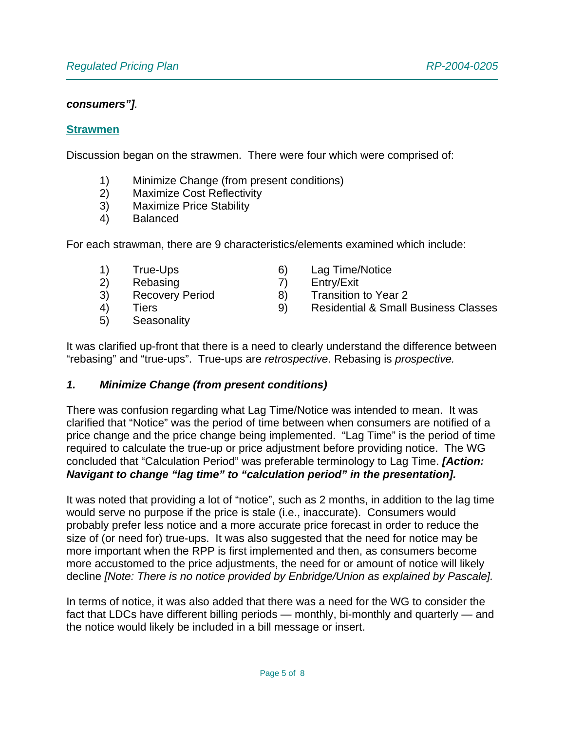***consumers”]****.*

## Strawmen

Discussion began on the strawmen. There were four which were comprised of:

1) Minimize Change (from present conditions)
2) Maximize Cost Reflectivity
3) Maximize Price Stability
4) Balanced

For each strawman, there are 9 characteristics/elements examined which include:

1) True-Ups
2) Rebasing
3) Recovery Period
4) Tiers
5) Seasonality
6) Lag Time/Notice
7) Entry/Exit
8) Transition to Year 2
9) Residential & Small Business Classes

It was clarified up-front that there is a need to clearly understand the difference between “rebasing” and “true-ups”. True-ups are *retrospective*. Rebasing is *prospective.*

### *1. Minimize Change (from present conditions)*

There was confusion regarding what Lag Time/Notice was intended to mean. It was clarified that “Notice” was the period of time between when consumers are notified of a price change and the price change being implemented. “Lag Time” is the period of time required to calculate the true-up or price adjustment before providing notice. The WG concluded that “Calculation Period” was preferable terminology to Lag Time. ***[Action: Navigant to change “lag time” to “calculation period” in the presentation].***

It was noted that providing a lot of “notice”, such as 2 months, in addition to the lag time would serve no purpose if the price is stale (i.e., inaccurate). Consumers would probably prefer less notice and a more accurate price forecast in order to reduce the size of (or need for) true-ups. It was also suggested that the need for notice may be more important when the RPP is first implemented and then, as consumers become more accustomed to the price adjustments, the need for or amount of notice will likely decline *[Note: There is no notice provided by Enbridge/Union as explained by Pascale].*

In terms of notice, it was also added that there was a need for the WG to consider the fact that LDCs have different billing periods — monthly, bi-monthly and quarterly — and the notice would likely be included in a bill message or insert.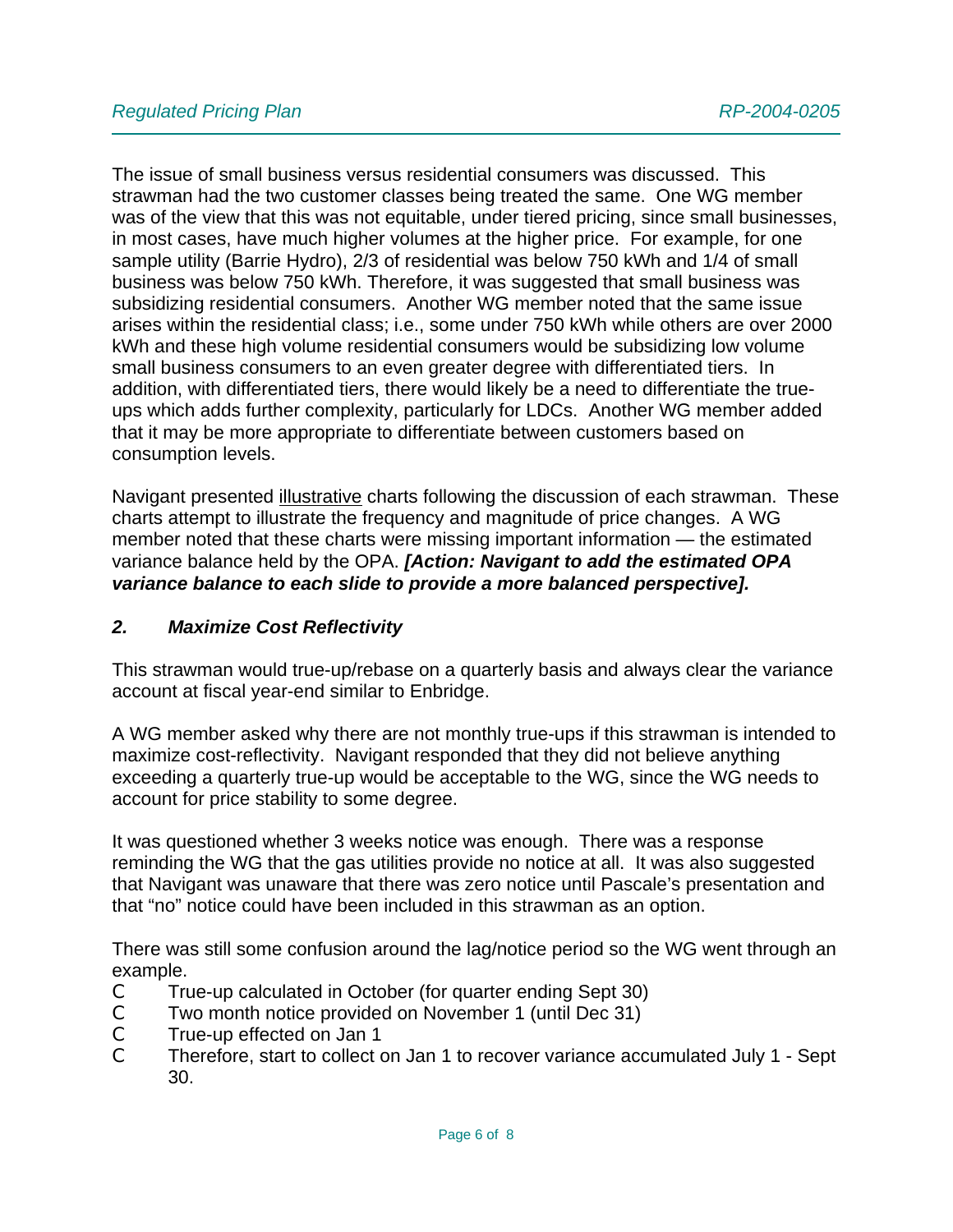The issue of small business versus residential consumers was discussed. This strawman had the two customer classes being treated the same. One WG member was of the view that this was not equitable, under tiered pricing, since small businesses, in most cases, have much higher volumes at the higher price. For example, for one sample utility (Barrie Hydro), 2/3 of residential was below 750 kWh and 1/4 of small business was below 750 kWh. Therefore, it was suggested that small business was subsidizing residential consumers. Another WG member noted that the same issue arises within the residential class; i.e., some under 750 kWh while others are over 2000 kWh and these high volume residential consumers would be subsidizing low volume small business consumers to an even greater degree with differentiated tiers. In addition, with differentiated tiers, there would likely be a need to differentiate the true-ups which adds further complexity, particularly for LDCs. Another WG member added that it may be more appropriate to differentiate between customers based on consumption levels.

Navigant presented <u>illustrative</u> charts following the discussion of each strawman. These charts attempt to illustrate the frequency and magnitude of price changes. A WG member noted that these charts were missing important information — the estimated variance balance held by the OPA. ***[Action: Navigant to add the estimated OPA variance balance to each slide to provide a more balanced perspective].***

## *2. Maximize Cost Reflectivity*

This strawman would true-up/rebase on a quarterly basis and always clear the variance account at fiscal year-end similar to Enbridge.

A WG member asked why there are not monthly true-ups if this strawman is intended to maximize cost-reflectivity. Navigant responded that they did not believe anything exceeding a quarterly true-up would be acceptable to the WG, since the WG needs to account for price stability to some degree.

It was questioned whether 3 weeks notice was enough. There was a response reminding the WG that the gas utilities provide no notice at all. It was also suggested that Navigant was unaware that there was zero notice until Pascale's presentation and that "no" notice could have been included in this strawman as an option.

There was still some confusion around the lag/notice period so the WG went through an example.

- True-up calculated in October (for quarter ending Sept 30)
- Two month notice provided on November 1 (until Dec 31)
- True-up effected on Jan 1
- Therefore, start to collect on Jan 1 to recover variance accumulated July 1 - Sept 30.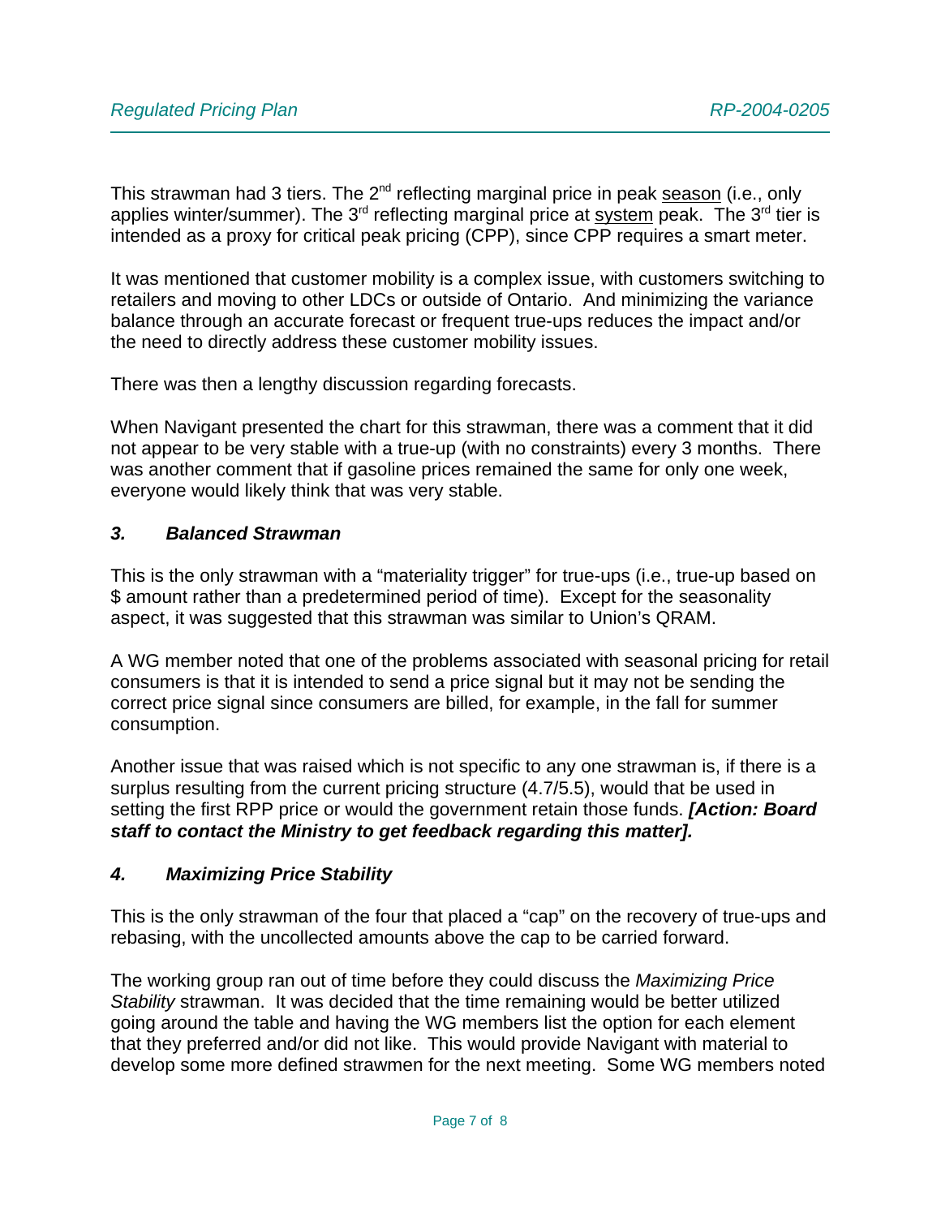This strawman had 3 tiers. The 2nd reflecting marginal price in peak <u>season</u> (i.e., only applies winter/summer). The 3rd reflecting marginal price at <u>system</u> peak. The 3rd tier is intended as a proxy for critical peak pricing (CPP), since CPP requires a smart meter.

It was mentioned that customer mobility is a complex issue, with customers switching to retailers and moving to other LDCs or outside of Ontario. And minimizing the variance balance through an accurate forecast or frequent true-ups reduces the impact and/or the need to directly address these customer mobility issues.

There was then a lengthy discussion regarding forecasts.

When Navigant presented the chart for this strawman, there was a comment that it did not appear to be very stable with a true-up (with no constraints) every 3 months. There was another comment that if gasoline prices remained the same for only one week, everyone would likely think that was very stable.

### *3. Balanced Strawman*

This is the only strawman with a "materiality trigger" for true-ups (i.e., true-up based on $ amount rather than a predetermined period of time). Except for the seasonality aspect, it was suggested that this strawman was similar to Union's QRAM.

A WG member noted that one of the problems associated with seasonal pricing for retail consumers is that it is intended to send a price signal but it may not be sending the correct price signal since consumers are billed, for example, in the fall for summer consumption.

Another issue that was raised which is not specific to any one strawman is, if there is a surplus resulting from the current pricing structure (4.7/5.5), would that be used in setting the first RPP price or would the government retain those funds. ***[Action: Board staff to contact the Ministry to get feedback regarding this matter].***

### *4. Maximizing Price Stability*

This is the only strawman of the four that placed a "cap" on the recovery of true-ups and rebasing, with the uncollected amounts above the cap to be carried forward.

The working group ran out of time before they could discuss the *Maximizing Price Stability* strawman. It was decided that the time remaining would be better utilized going around the table and having the WG members list the option for each element that they preferred and/or did not like. This would provide Navigant with material to develop some more defined strawmen for the next meeting. Some WG members noted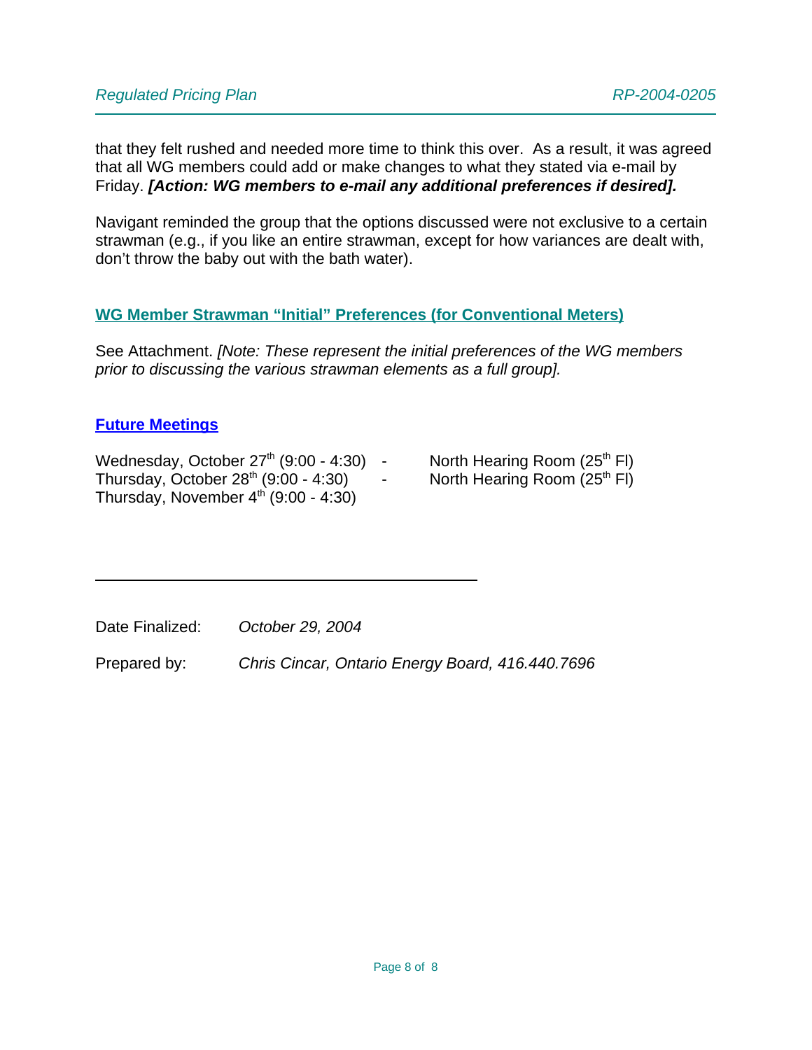that they felt rushed and needed more time to think this over. As a result, it was agreed that all WG members could add or make changes to what they stated via e-mail by Friday. ***[Action: WG members to e-mail any additional preferences if desired].***

Navigant reminded the group that the options discussed were not exclusive to a certain strawman (e.g., if you like an entire strawman, except for how variances are dealt with, don't throw the baby out with the bath water).

## WG Member Strawman "Initial" Preferences (for Conventional Meters)

See Attachment. *[Note: These represent the initial preferences of the WG members prior to discussing the various strawman elements as a full group].*

## Future Meetings

Wednesday, October 27th (9:00 - 4:30) - North Hearing Room (25th Fl)
Thursday, October 28th (9:00 - 4:30) - North Hearing Room (25th Fl)
Thursday, November 4th (9:00 - 4:30)

---

Date Finalized: *October 29, 2004*

Prepared by: *Chris Cincar, Ontario Energy Board, 416.440.7696*